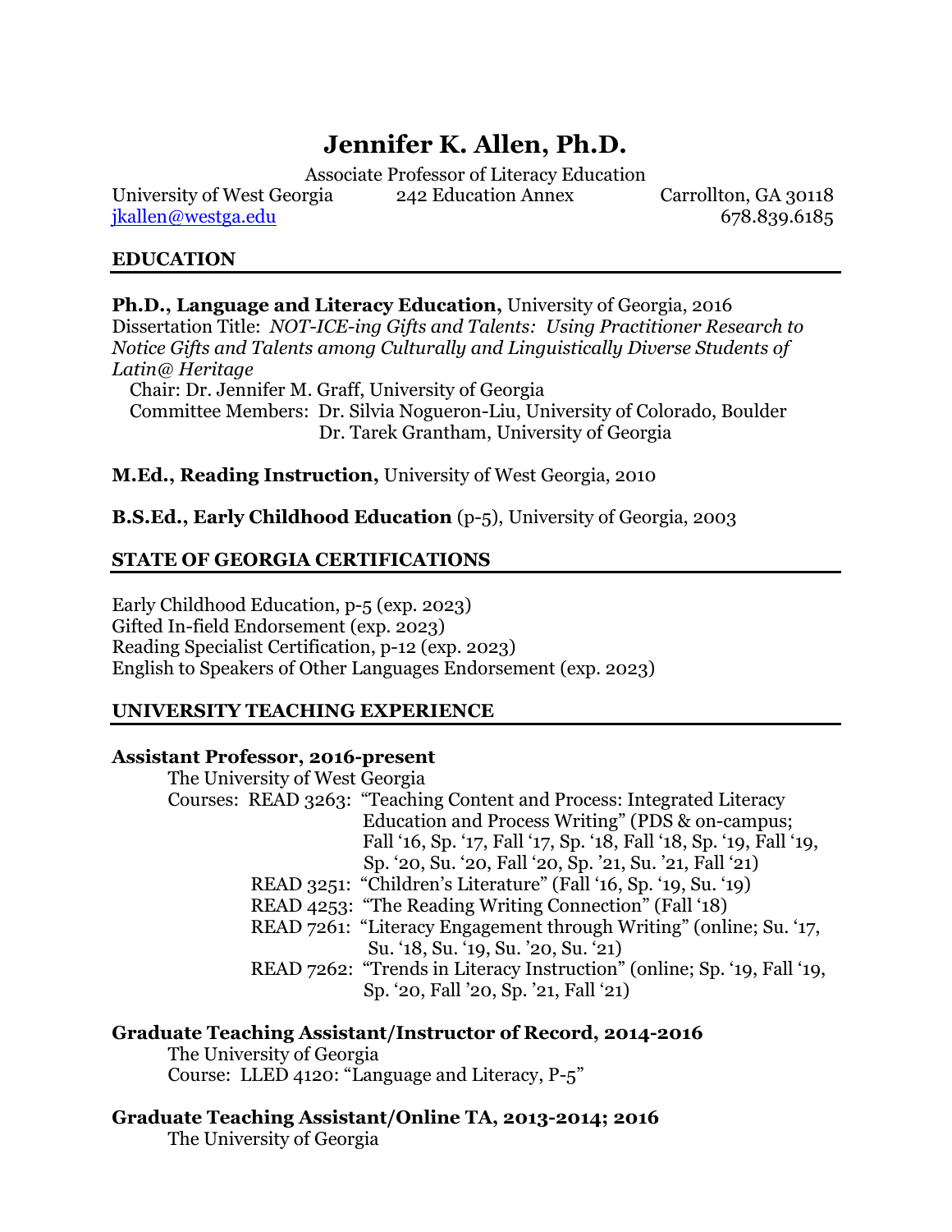# Jennifer K. Allen, Ph.D.

Associate Professor of Literacy Education

University of West Georgia 242 Education Annex Carrollton, GA 30118

jkallen@westga.edu 678.839.6185

## EDUCATION

**Ph.D., Language and Literacy Education,** University of Georgia, 2016

Dissertation Title: *NOT-ICE-ing Gifts and Talents: Using Practitioner Research to Notice Gifts and Talents among Culturally and Linguistically Diverse Students of Latin@ Heritage*

Chair: Dr. Jennifer M. Graff, University of Georgia

Committee Members: Dr. Silvia Nogueron-Liu, University of Colorado, Boulder

Dr. Tarek Grantham, University of Georgia

**M.Ed., Reading Instruction,** University of West Georgia, 2010

**B.S.Ed., Early Childhood Education** (p-5), University of Georgia, 2003

## STATE OF GEORGIA CERTIFICATIONS

Early Childhood Education, p-5 (exp. 2023)
Gifted In-field Endorsement (exp. 2023)
Reading Specialist Certification, p-12 (exp. 2023)
English to Speakers of Other Languages Endorsement (exp. 2023)

## UNIVERSITY TEACHING EXPERIENCE

**Assistant Professor, 2016-present**

The University of West Georgia

Courses: READ 3263: "Teaching Content and Process: Integrated Literacy Education and Process Writing" (PDS & on-campus; Fall '16, Sp. '17, Fall '17, Sp. '18, Fall '18, Sp. '19, Fall '19, Sp. '20, Su. '20, Fall '20, Sp. '21, Su. '21, Fall '21)

READ 3251: "Children's Literature" (Fall '16, Sp. '19, Su. '19)

READ 4253: "The Reading Writing Connection" (Fall '18)

READ 7261: "Literacy Engagement through Writing" (online; Su. '17, Su. '18, Su. '19, Su. '20, Su. '21)

READ 7262: "Trends in Literacy Instruction" (online; Sp. '19, Fall '19, Sp. '20, Fall '20, Sp. '21, Fall '21)

**Graduate Teaching Assistant/Instructor of Record, 2014-2016**

The University of Georgia

Course: LLED 4120: "Language and Literacy, P-5"

**Graduate Teaching Assistant/Online TA, 2013-2014; 2016**

The University of Georgia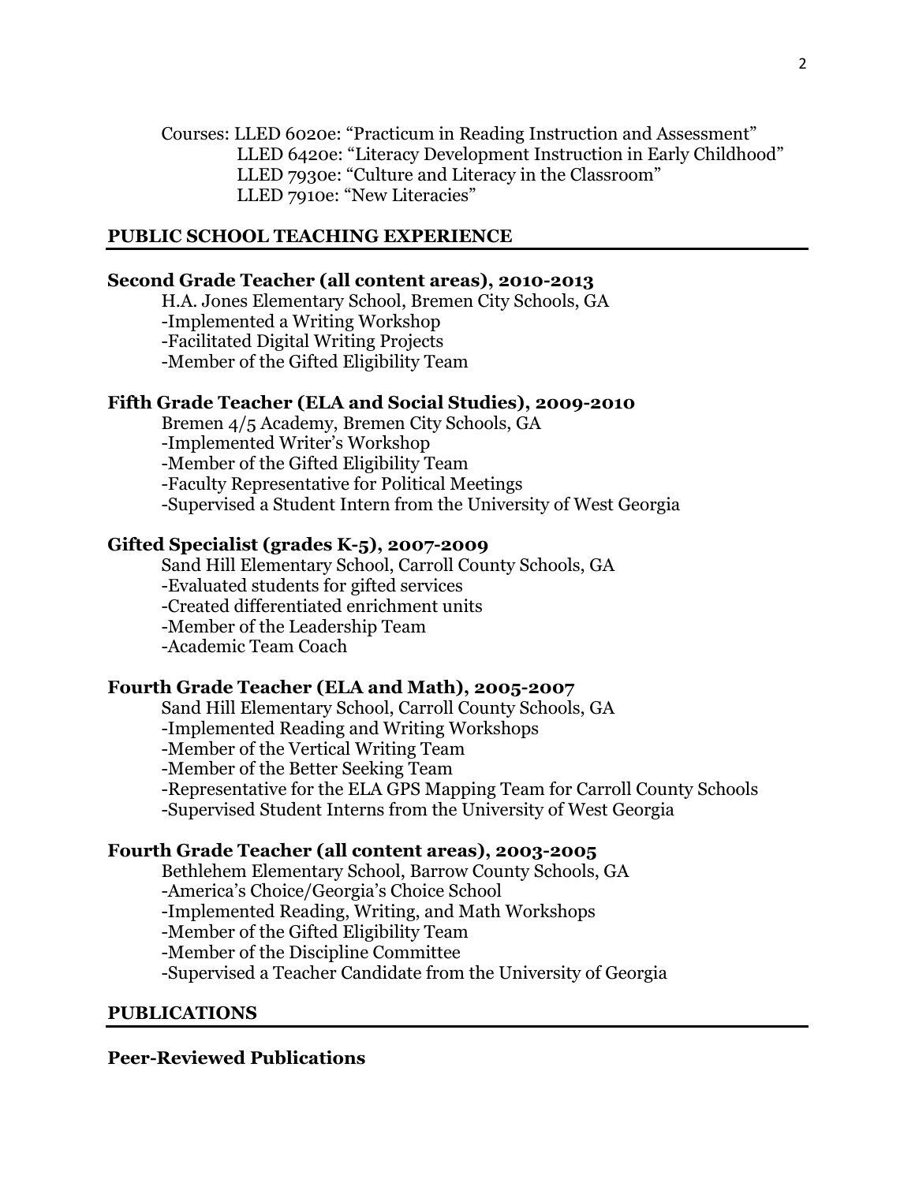Courses: LLED 6020e: "Practicum in Reading Instruction and Assessment"
LLED 6420e: "Literacy Development Instruction in Early Childhood"
LLED 7930e: "Culture and Literacy in the Classroom"
LLED 7910e: "New Literacies"

## PUBLIC SCHOOL TEACHING EXPERIENCE

### Second Grade Teacher (all content areas), 2010-2013

H.A. Jones Elementary School, Bremen City Schools, GA
-Implemented a Writing Workshop
-Facilitated Digital Writing Projects
-Member of the Gifted Eligibility Team

### Fifth Grade Teacher (ELA and Social Studies), 2009-2010

Bremen 4/5 Academy, Bremen City Schools, GA
-Implemented Writer's Workshop
-Member of the Gifted Eligibility Team
-Faculty Representative for Political Meetings
-Supervised a Student Intern from the University of West Georgia

### Gifted Specialist (grades K-5), 2007-2009

Sand Hill Elementary School, Carroll County Schools, GA
-Evaluated students for gifted services
-Created differentiated enrichment units
-Member of the Leadership Team
-Academic Team Coach

### Fourth Grade Teacher (ELA and Math), 2005-2007

Sand Hill Elementary School, Carroll County Schools, GA
-Implemented Reading and Writing Workshops
-Member of the Vertical Writing Team
-Member of the Better Seeking Team
-Representative for the ELA GPS Mapping Team for Carroll County Schools
-Supervised Student Interns from the University of West Georgia

### Fourth Grade Teacher (all content areas), 2003-2005

Bethlehem Elementary School, Barrow County Schools, GA
-America's Choice/Georgia's Choice School
-Implemented Reading, Writing, and Math Workshops
-Member of the Gifted Eligibility Team
-Member of the Discipline Committee
-Supervised a Teacher Candidate from the University of Georgia

## PUBLICATIONS

### Peer-Reviewed Publications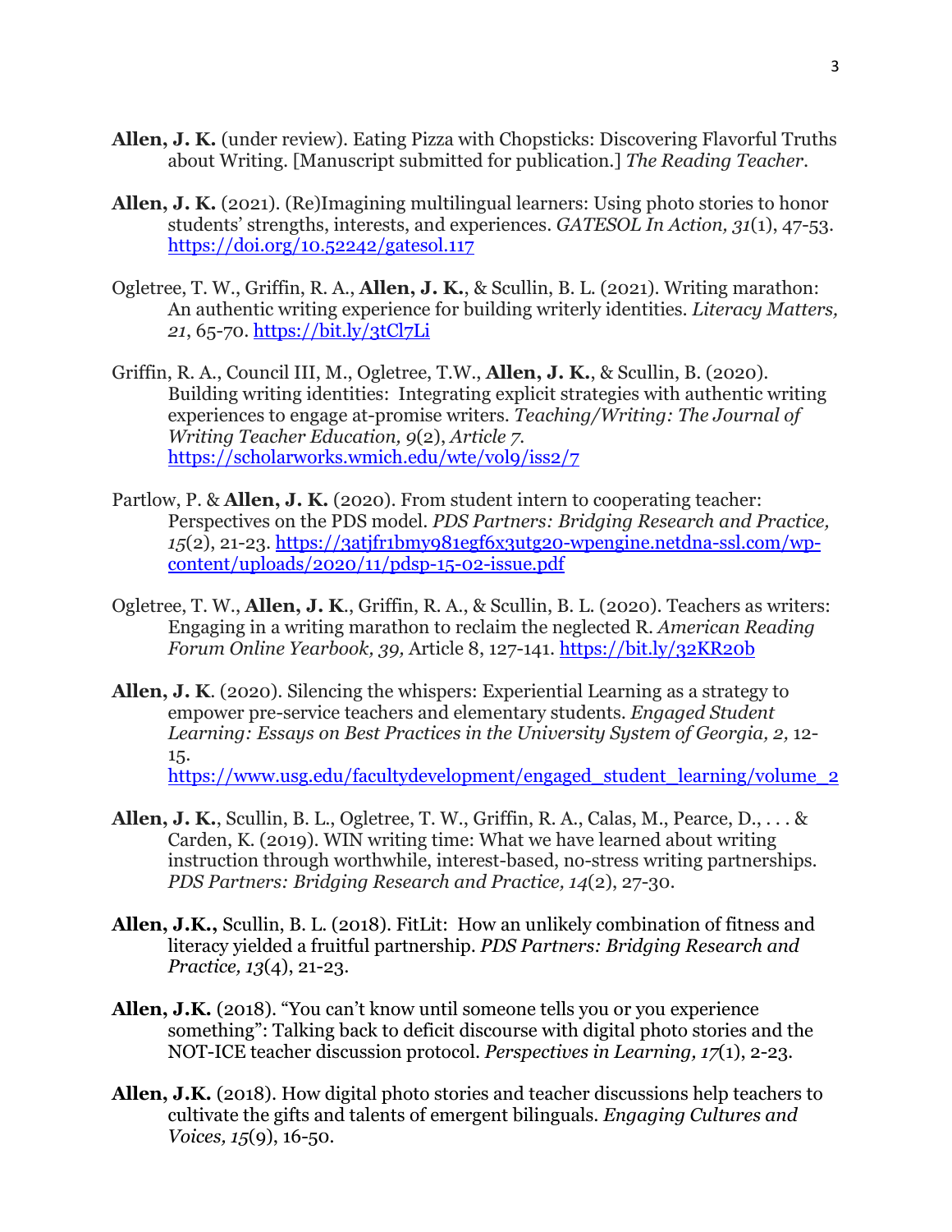**Allen, J. K.** (under review). Eating Pizza with Chopsticks: Discovering Flavorful Truths about Writing. [Manuscript submitted for publication.] *The Reading Teacher*.

**Allen, J. K.** (2021). (Re)Imagining multilingual learners: Using photo stories to honor students' strengths, interests, and experiences. *GATESOL In Action, 31*(1), 47-53. https://doi.org/10.52242/gatesol.117

Ogletree, T. W., Griffin, R. A., **Allen, J. K.**, & Scullin, B. L. (2021). Writing marathon: An authentic writing experience for building writerly identities. *Literacy Matters, 21*, 65-70. https://bit.ly/3tCl7Li

Griffin, R. A., Council III, M., Ogletree, T.W., **Allen, J. K.**, & Scullin, B. (2020). Building writing identities: Integrating explicit strategies with authentic writing experiences to engage at-promise writers. *Teaching/Writing: The Journal of Writing Teacher Education, 9*(2), *Article 7*. https://scholarworks.wmich.edu/wte/vol9/iss2/7

Partlow, P. & **Allen, J. K.** (2020). From student intern to cooperating teacher: Perspectives on the PDS model. *PDS Partners: Bridging Research and Practice, 15*(2), 21-23. https://3atjfr1bmy981egf6x3utg20-wpengine.netdna-ssl.com/wp-content/uploads/2020/11/pdsp-15-02-issue.pdf

Ogletree, T. W., **Allen, J. K**., Griffin, R. A., & Scullin, B. L. (2020). Teachers as writers: Engaging in a writing marathon to reclaim the neglected R. *American Reading Forum Online Yearbook, 39,* Article 8, 127-141. https://bit.ly/32KR20b

**Allen, J. K**. (2020). Silencing the whispers: Experiential Learning as a strategy to empower pre-service teachers and elementary students. *Engaged Student Learning: Essays on Best Practices in the University System of Georgia, 2,* 12-15. https://www.usg.edu/facultydevelopment/engaged_student_learning/volume_2

**Allen, J. K.**, Scullin, B. L., Ogletree, T. W., Griffin, R. A., Calas, M., Pearce, D., . . . & Carden, K. (2019). WIN writing time: What we have learned about writing instruction through worthwhile, interest-based, no-stress writing partnerships. *PDS Partners: Bridging Research and Practice, 14*(2), 27-30.

**Allen, J.K.,** Scullin, B. L. (2018). FitLit: How an unlikely combination of fitness and literacy yielded a fruitful partnership. *PDS Partners: Bridging Research and Practice, 13*(4), 21-23.

**Allen, J.K.** (2018). "You can't know until someone tells you or you experience something": Talking back to deficit discourse with digital photo stories and the NOT-ICE teacher discussion protocol. *Perspectives in Learning, 17*(1), 2-23.

**Allen, J.K.** (2018). How digital photo stories and teacher discussions help teachers to cultivate the gifts and talents of emergent bilinguals. *Engaging Cultures and Voices, 15*(9), 16-50.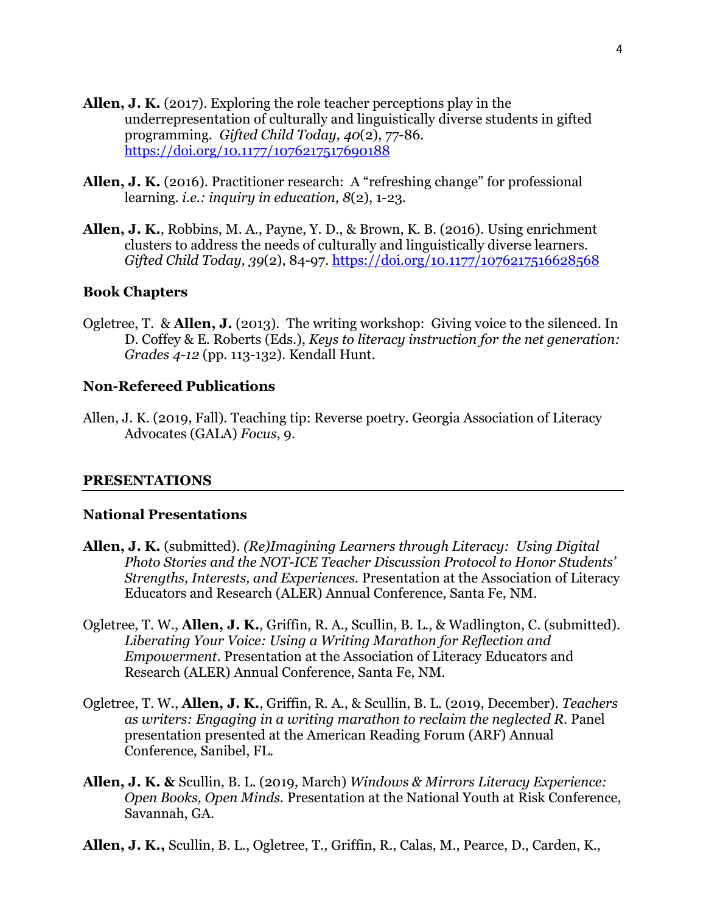**Allen, J. K.** (2017). Exploring the role teacher perceptions play in the underrepresentation of culturally and linguistically diverse students in gifted programming. *Gifted Child Today, 40*(2), 77-86. https://doi.org/10.1177/1076217517690188

**Allen, J. K.** (2016). Practitioner research: A "refreshing change" for professional learning. *i.e.: inquiry in education, 8*(2), 1-23.

**Allen, J. K.**, Robbins, M. A., Payne, Y. D., & Brown, K. B. (2016). Using enrichment clusters to address the needs of culturally and linguistically diverse learners. *Gifted Child Today, 39*(2), 84-97. https://doi.org/10.1177/1076217516628568

### Book Chapters

Ogletree, T. & **Allen, J.** (2013). The writing workshop: Giving voice to the silenced. In D. Coffey & E. Roberts (Eds.), *Keys to literacy instruction for the net generation: Grades 4-12* (pp. 113-132). Kendall Hunt.

### Non-Refereed Publications

Allen, J. K. (2019, Fall). Teaching tip: Reverse poetry. Georgia Association of Literacy Advocates (GALA) *Focus*, 9.

## PRESENTATIONS

### National Presentations

**Allen, J. K.** (submitted). *(Re)Imagining Learners through Literacy: Using Digital Photo Stories and the NOT-ICE Teacher Discussion Protocol to Honor Students' Strengths, Interests, and Experiences.* Presentation at the Association of Literacy Educators and Research (ALER) Annual Conference, Santa Fe, NM.

Ogletree, T. W., **Allen, J. K.**, Griffin, R. A., Scullin, B. L., & Wadlington, C. (submitted). *Liberating Your Voice: Using a Writing Marathon for Reflection and Empowerment*. Presentation at the Association of Literacy Educators and Research (ALER) Annual Conference, Santa Fe, NM.

Ogletree, T. W., **Allen, J. K.**, Griffin, R. A., & Scullin, B. L. (2019, December). *Teachers as writers: Engaging in a writing marathon to reclaim the neglected R.* Panel presentation presented at the American Reading Forum (ARF) Annual Conference, Sanibel, FL.

**Allen, J. K. &** Scullin, B. L. (2019, March) *Windows & Mirrors Literacy Experience: Open Books, Open Minds.* Presentation at the National Youth at Risk Conference, Savannah, GA.

**Allen, J. K.,** Scullin, B. L., Ogletree, T., Griffin, R., Calas, M., Pearce, D., Carden, K.,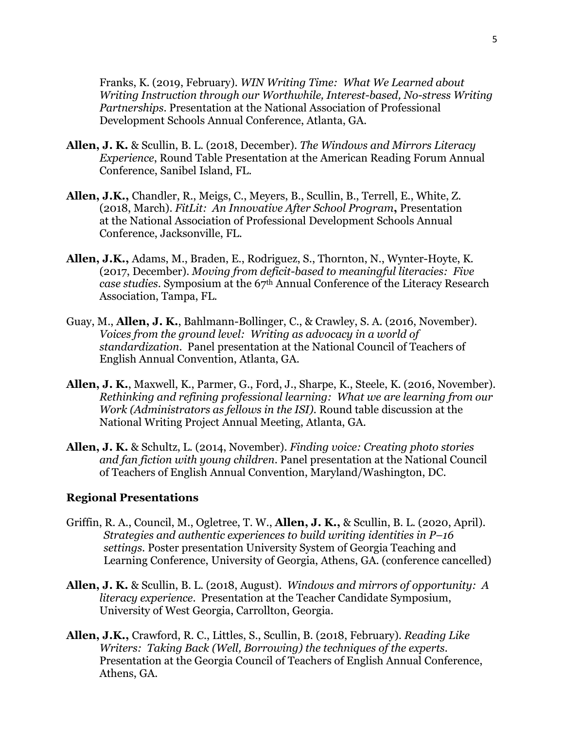Franks, K. (2019, February). *WIN Writing Time: What We Learned about Writing Instruction through our Worthwhile, Interest-based, No-stress Writing Partnerships*. Presentation at the National Association of Professional Development Schools Annual Conference, Atlanta, GA.

**Allen, J. K.** & Scullin, B. L. (2018, December). *The Windows and Mirrors Literacy Experience*, Round Table Presentation at the American Reading Forum Annual Conference, Sanibel Island, FL.

**Allen, J.K.,** Chandler, R., Meigs, C., Meyers, B., Scullin, B., Terrell, E., White, Z. (2018, March). *FitLit: An Innovative After School Program***,** Presentation at the National Association of Professional Development Schools Annual Conference, Jacksonville, FL.

**Allen, J.K.,** Adams, M., Braden, E., Rodriguez, S., Thornton, N., Wynter-Hoyte, K. (2017, December). *Moving from deficit-based to meaningful literacies: Five case studies*. Symposium at the 67th Annual Conference of the Literacy Research Association, Tampa, FL.

Guay, M., **Allen, J. K.**, Bahlmann-Bollinger, C., & Crawley, S. A. (2016, November). *Voices from the ground level: Writing as advocacy in a world of standardization*. Panel presentation at the National Council of Teachers of English Annual Convention, Atlanta, GA.

**Allen, J. K.**, Maxwell, K., Parmer, G., Ford, J., Sharpe, K., Steele, K. (2016, November). *Rethinking and refining professional learning: What we are learning from our Work (Administrators as fellows in the ISI)*. Round table discussion at the National Writing Project Annual Meeting, Atlanta, GA.

**Allen, J. K.** & Schultz, L. (2014, November). *Finding voice: Creating photo stories and fan fiction with young children*. Panel presentation at the National Council of Teachers of English Annual Convention, Maryland/Washington, DC.

### Regional Presentations

Griffin, R. A., Council, M., Ogletree, T. W., **Allen, J. K.,** & Scullin, B. L. (2020, April). *Strategies and authentic experiences to build writing identities in P–16 settings.* Poster presentation University System of Georgia Teaching and Learning Conference, University of Georgia, Athens, GA. (conference cancelled)

**Allen, J. K.** & Scullin, B. L. (2018, August). *Windows and mirrors of opportunity: A literacy experience*. Presentation at the Teacher Candidate Symposium, University of West Georgia, Carrollton, Georgia.

**Allen, J.K.,** Crawford, R. C., Littles, S., Scullin, B. (2018, February). *Reading Like Writers: Taking Back (Well, Borrowing) the techniques of the experts.* Presentation at the Georgia Council of Teachers of English Annual Conference, Athens, GA.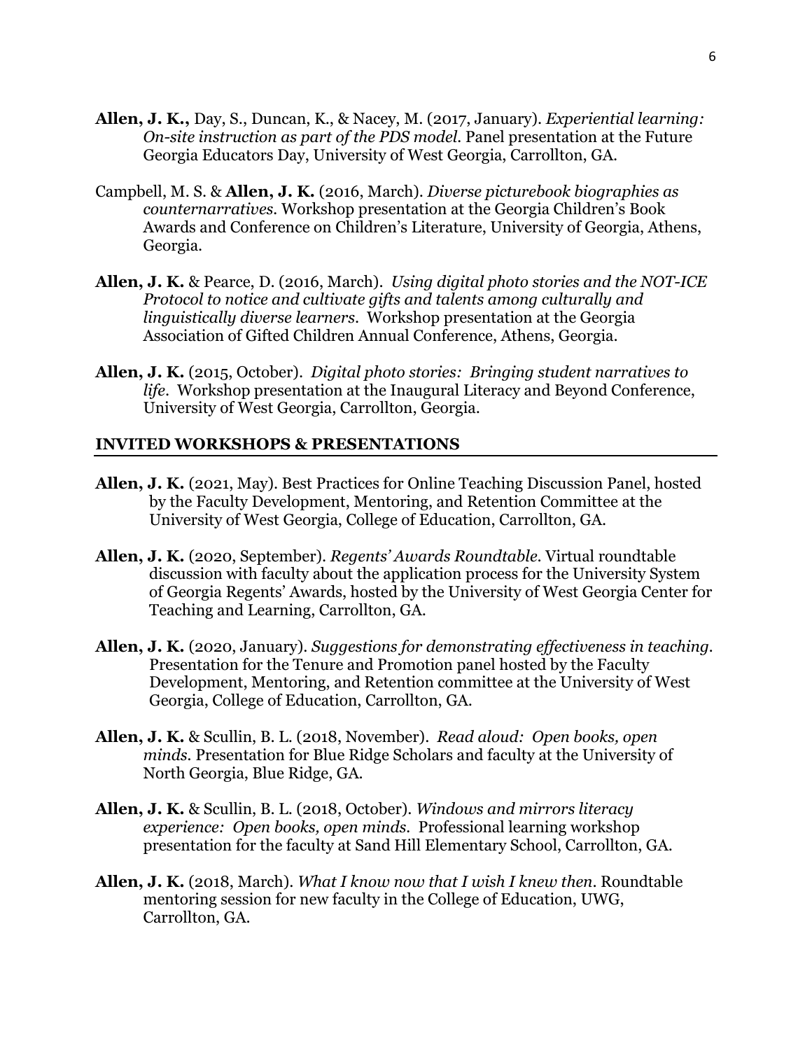**Allen, J. K.,** Day, S., Duncan, K., & Nacey, M. (2017, January). *Experiential learning: On-site instruction as part of the PDS model.* Panel presentation at the Future Georgia Educators Day, University of West Georgia, Carrollton, GA.

Campbell, M. S. & **Allen, J. K.** (2016, March). *Diverse picturebook biographies as counternarratives.* Workshop presentation at the Georgia Children's Book Awards and Conference on Children's Literature, University of Georgia, Athens, Georgia.

**Allen, J. K.** & Pearce, D. (2016, March). *Using digital photo stories and the NOT-ICE Protocol to notice and cultivate gifts and talents among culturally and linguistically diverse learners.* Workshop presentation at the Georgia Association of Gifted Children Annual Conference, Athens, Georgia.

**Allen, J. K.** (2015, October). *Digital photo stories: Bringing student narratives to life.* Workshop presentation at the Inaugural Literacy and Beyond Conference, University of West Georgia, Carrollton, Georgia.

## INVITED WORKSHOPS & PRESENTATIONS

**Allen, J. K.** (2021, May). Best Practices for Online Teaching Discussion Panel, hosted by the Faculty Development, Mentoring, and Retention Committee at the University of West Georgia, College of Education, Carrollton, GA.

**Allen, J. K.** (2020, September). *Regents' Awards Roundtable.* Virtual roundtable discussion with faculty about the application process for the University System of Georgia Regents' Awards, hosted by the University of West Georgia Center for Teaching and Learning, Carrollton, GA.

**Allen, J. K.** (2020, January). *Suggestions for demonstrating effectiveness in teaching.* Presentation for the Tenure and Promotion panel hosted by the Faculty Development, Mentoring, and Retention committee at the University of West Georgia, College of Education, Carrollton, GA.

**Allen, J. K.** & Scullin, B. L. (2018, November). *Read aloud: Open books, open minds.* Presentation for Blue Ridge Scholars and faculty at the University of North Georgia, Blue Ridge, GA.

**Allen, J. K.** & Scullin, B. L. (2018, October). *Windows and mirrors literacy experience: Open books, open minds.* Professional learning workshop presentation for the faculty at Sand Hill Elementary School, Carrollton, GA.

**Allen, J. K.** (2018, March). *What I know now that I wish I knew then.* Roundtable mentoring session for new faculty in the College of Education, UWG, Carrollton, GA.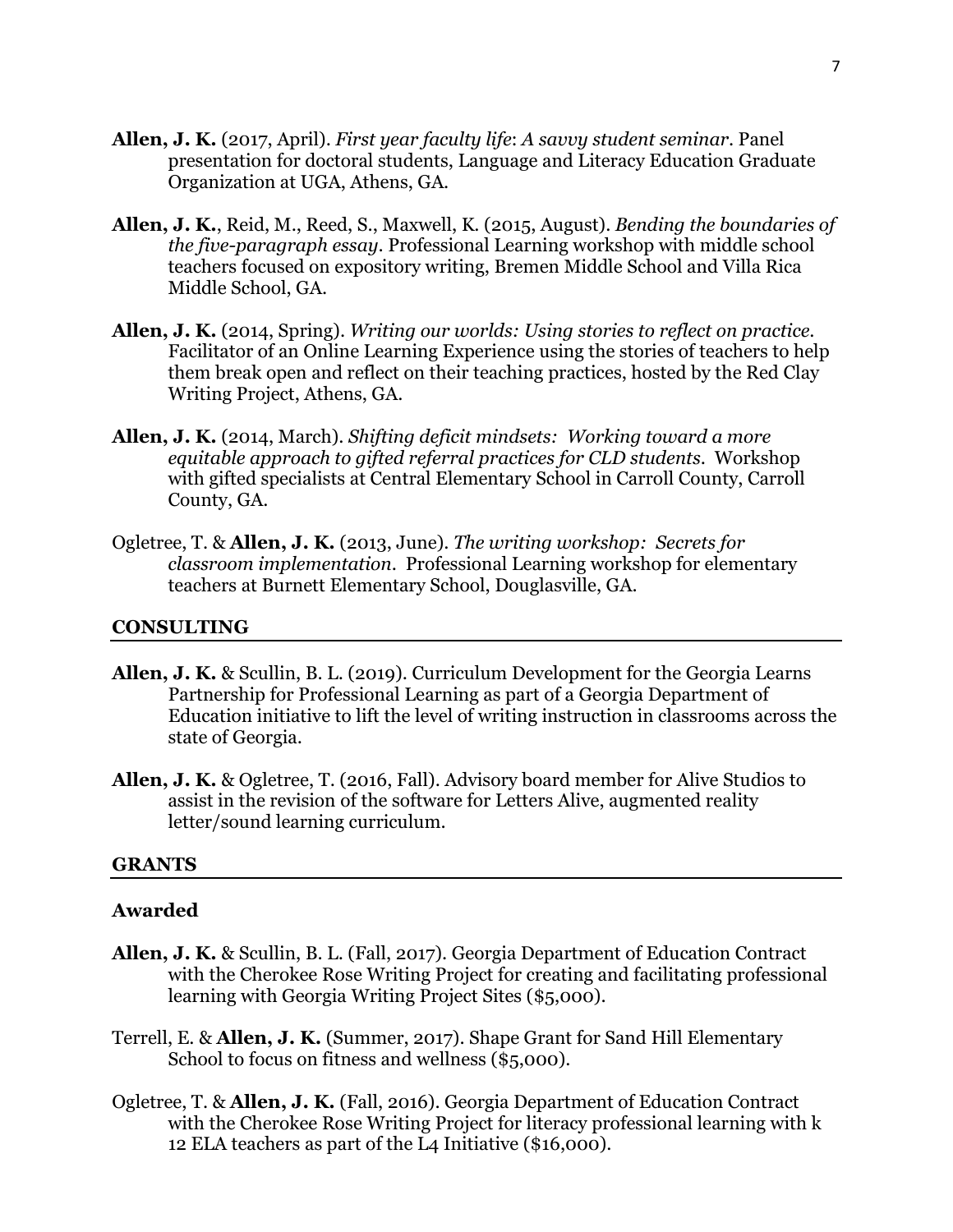**Allen, J. K.** (2017, April). *First year faculty life*: *A savvy student seminar*. Panel presentation for doctoral students, Language and Literacy Education Graduate Organization at UGA, Athens, GA.

**Allen, J. K.**, Reid, M., Reed, S., Maxwell, K. (2015, August). *Bending the boundaries of the five-paragraph essay*. Professional Learning workshop with middle school teachers focused on expository writing, Bremen Middle School and Villa Rica Middle School, GA.

**Allen, J. K.** (2014, Spring). *Writing our worlds: Using stories to reflect on practice*. Facilitator of an Online Learning Experience using the stories of teachers to help them break open and reflect on their teaching practices, hosted by the Red Clay Writing Project, Athens, GA.

**Allen, J. K.** (2014, March). *Shifting deficit mindsets: Working toward a more equitable approach to gifted referral practices for CLD students*. Workshop with gifted specialists at Central Elementary School in Carroll County, Carroll County, GA.

Ogletree, T. & **Allen, J. K.** (2013, June). *The writing workshop: Secrets for classroom implementation*. Professional Learning workshop for elementary teachers at Burnett Elementary School, Douglasville, GA.

## CONSULTING

**Allen, J. K.** & Scullin, B. L. (2019). Curriculum Development for the Georgia Learns Partnership for Professional Learning as part of a Georgia Department of Education initiative to lift the level of writing instruction in classrooms across the state of Georgia.

**Allen, J. K.** & Ogletree, T. (2016, Fall). Advisory board member for Alive Studios to assist in the revision of the software for Letters Alive, augmented reality letter/sound learning curriculum.

## GRANTS

### Awarded

**Allen, J. K.** & Scullin, B. L. (Fall, 2017). Georgia Department of Education Contract with the Cherokee Rose Writing Project for creating and facilitating professional learning with Georgia Writing Project Sites ($5,000).

Terrell, E. & **Allen, J. K.** (Summer, 2017). Shape Grant for Sand Hill Elementary School to focus on fitness and wellness ($5,000).

Ogletree, T. & **Allen, J. K.** (Fall, 2016). Georgia Department of Education Contract with the Cherokee Rose Writing Project for literacy professional learning with k 12 ELA teachers as part of the L4 Initiative ($16,000).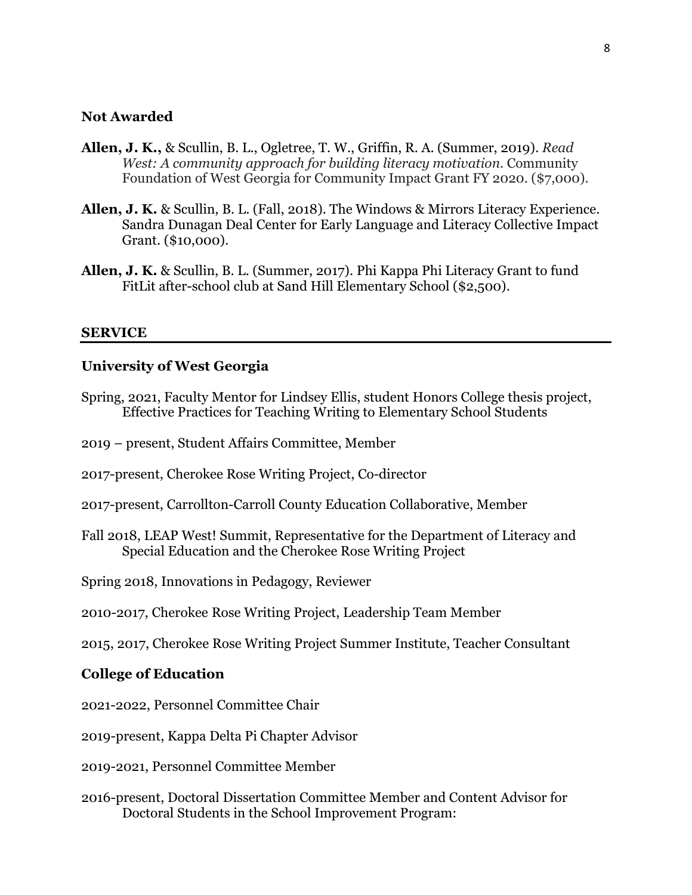### Not Awarded

**Allen, J. K.,** & Scullin, B. L., Ogletree, T. W., Griffin, R. A. (Summer, 2019). *Read West: A community approach for building literacy motivation.* Community Foundation of West Georgia for Community Impact Grant FY 2020. ($7,000).

**Allen, J. K.** & Scullin, B. L. (Fall, 2018). The Windows & Mirrors Literacy Experience. Sandra Dunagan Deal Center for Early Language and Literacy Collective Impact Grant. ($10,000).

**Allen, J. K.** & Scullin, B. L. (Summer, 2017). Phi Kappa Phi Literacy Grant to fund FitLit after-school club at Sand Hill Elementary School ($2,500).

## SERVICE

### University of West Georgia

Spring, 2021, Faculty Mentor for Lindsey Ellis, student Honors College thesis project, Effective Practices for Teaching Writing to Elementary School Students

2019 – present, Student Affairs Committee, Member

2017-present, Cherokee Rose Writing Project, Co-director

2017-present, Carrollton-Carroll County Education Collaborative, Member

Fall 2018, LEAP West! Summit, Representative for the Department of Literacy and Special Education and the Cherokee Rose Writing Project

Spring 2018, Innovations in Pedagogy, Reviewer

2010-2017, Cherokee Rose Writing Project, Leadership Team Member

2015, 2017, Cherokee Rose Writing Project Summer Institute, Teacher Consultant

### College of Education

2021-2022, Personnel Committee Chair

2019-present, Kappa Delta Pi Chapter Advisor

2019-2021, Personnel Committee Member

2016-present, Doctoral Dissertation Committee Member and Content Advisor for Doctoral Students in the School Improvement Program: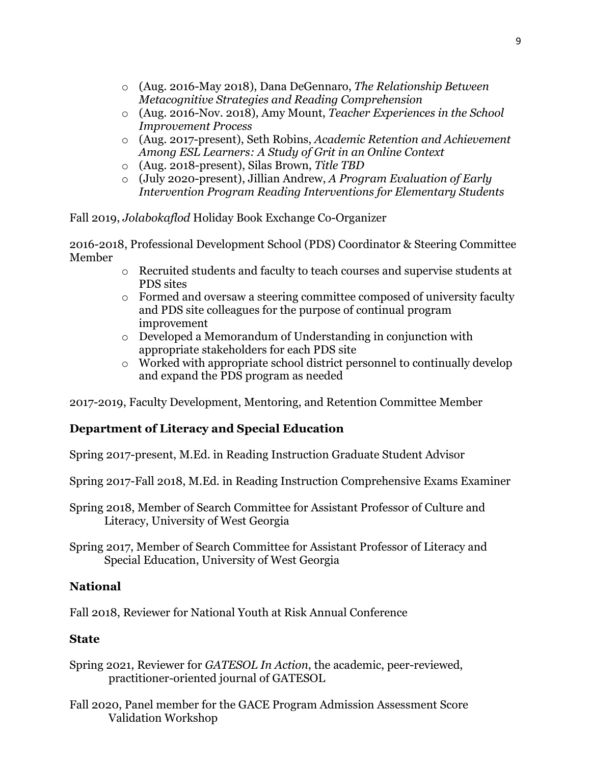- (Aug. 2016-May 2018), Dana DeGennaro, *The Relationship Between Metacognitive Strategies and Reading Comprehension*
- (Aug. 2016-Nov. 2018), Amy Mount, *Teacher Experiences in the School Improvement Process*
- (Aug. 2017-present), Seth Robins, *Academic Retention and Achievement Among ESL Learners: A Study of Grit in an Online Context*
- (Aug. 2018-present), Silas Brown, *Title TBD*
- (July 2020-present), Jillian Andrew, *A Program Evaluation of Early Intervention Program Reading Interventions for Elementary Students*

Fall 2019, *Jolabokaflod* Holiday Book Exchange Co-Organizer

2016-2018, Professional Development School (PDS) Coordinator & Steering Committee Member

- Recruited students and faculty to teach courses and supervise students at PDS sites
- Formed and oversaw a steering committee composed of university faculty and PDS site colleagues for the purpose of continual program improvement
- Developed a Memorandum of Understanding in conjunction with appropriate stakeholders for each PDS site
- Worked with appropriate school district personnel to continually develop and expand the PDS program as needed

2017-2019, Faculty Development, Mentoring, and Retention Committee Member

**Department of Literacy and Special Education**

Spring 2017-present, M.Ed. in Reading Instruction Graduate Student Advisor

Spring 2017-Fall 2018, M.Ed. in Reading Instruction Comprehensive Exams Examiner

Spring 2018, Member of Search Committee for Assistant Professor of Culture and Literacy, University of West Georgia

Spring 2017, Member of Search Committee for Assistant Professor of Literacy and Special Education, University of West Georgia

**National**

Fall 2018, Reviewer for National Youth at Risk Annual Conference

**State**

Spring 2021, Reviewer for *GATESOL In Action*, the academic, peer-reviewed, practitioner-oriented journal of GATESOL

Fall 2020, Panel member for the GACE Program Admission Assessment Score Validation Workshop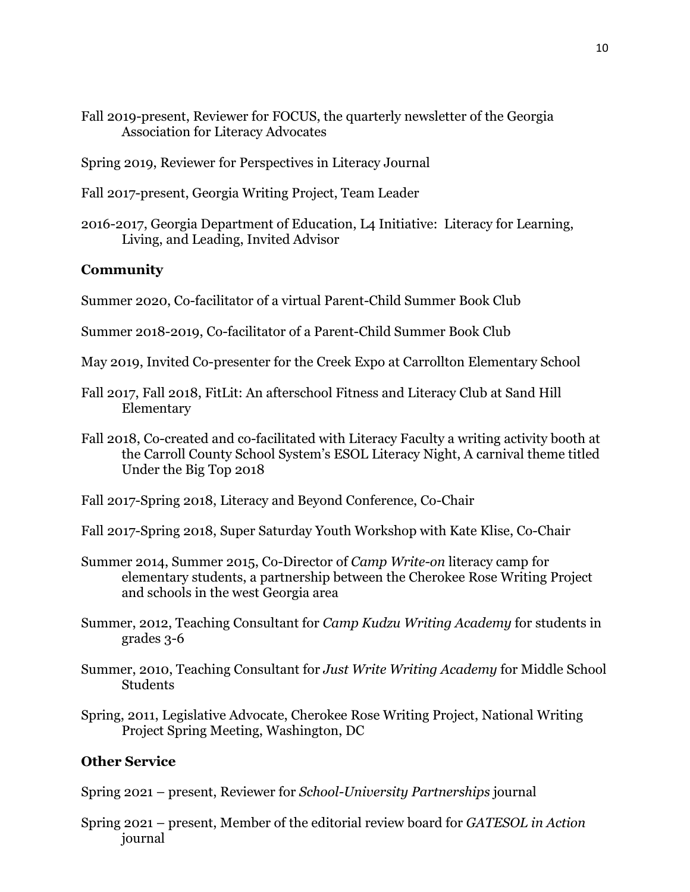Fall 2019-present, Reviewer for FOCUS, the quarterly newsletter of the Georgia Association for Literacy Advocates

Spring 2019, Reviewer for Perspectives in Literacy Journal

Fall 2017-present, Georgia Writing Project, Team Leader

2016-2017, Georgia Department of Education, L4 Initiative: Literacy for Learning, Living, and Leading, Invited Advisor

### Community

Summer 2020, Co-facilitator of a virtual Parent-Child Summer Book Club

Summer 2018-2019, Co-facilitator of a Parent-Child Summer Book Club

May 2019, Invited Co-presenter for the Creek Expo at Carrollton Elementary School

Fall 2017, Fall 2018, FitLit: An afterschool Fitness and Literacy Club at Sand Hill Elementary

Fall 2018, Co-created and co-facilitated with Literacy Faculty a writing activity booth at the Carroll County School System's ESOL Literacy Night, A carnival theme titled Under the Big Top 2018

Fall 2017-Spring 2018, Literacy and Beyond Conference, Co-Chair

Fall 2017-Spring 2018, Super Saturday Youth Workshop with Kate Klise, Co-Chair

Summer 2014, Summer 2015, Co-Director of *Camp Write-on* literacy camp for elementary students, a partnership between the Cherokee Rose Writing Project and schools in the west Georgia area

Summer, 2012, Teaching Consultant for *Camp Kudzu Writing Academy* for students in grades 3-6

Summer, 2010, Teaching Consultant for *Just Write Writing Academy* for Middle School Students

Spring, 2011, Legislative Advocate, Cherokee Rose Writing Project, National Writing Project Spring Meeting, Washington, DC

### Other Service

Spring 2021 – present, Reviewer for *School-University Partnerships* journal

Spring 2021 – present, Member of the editorial review board for *GATESOL in Action* journal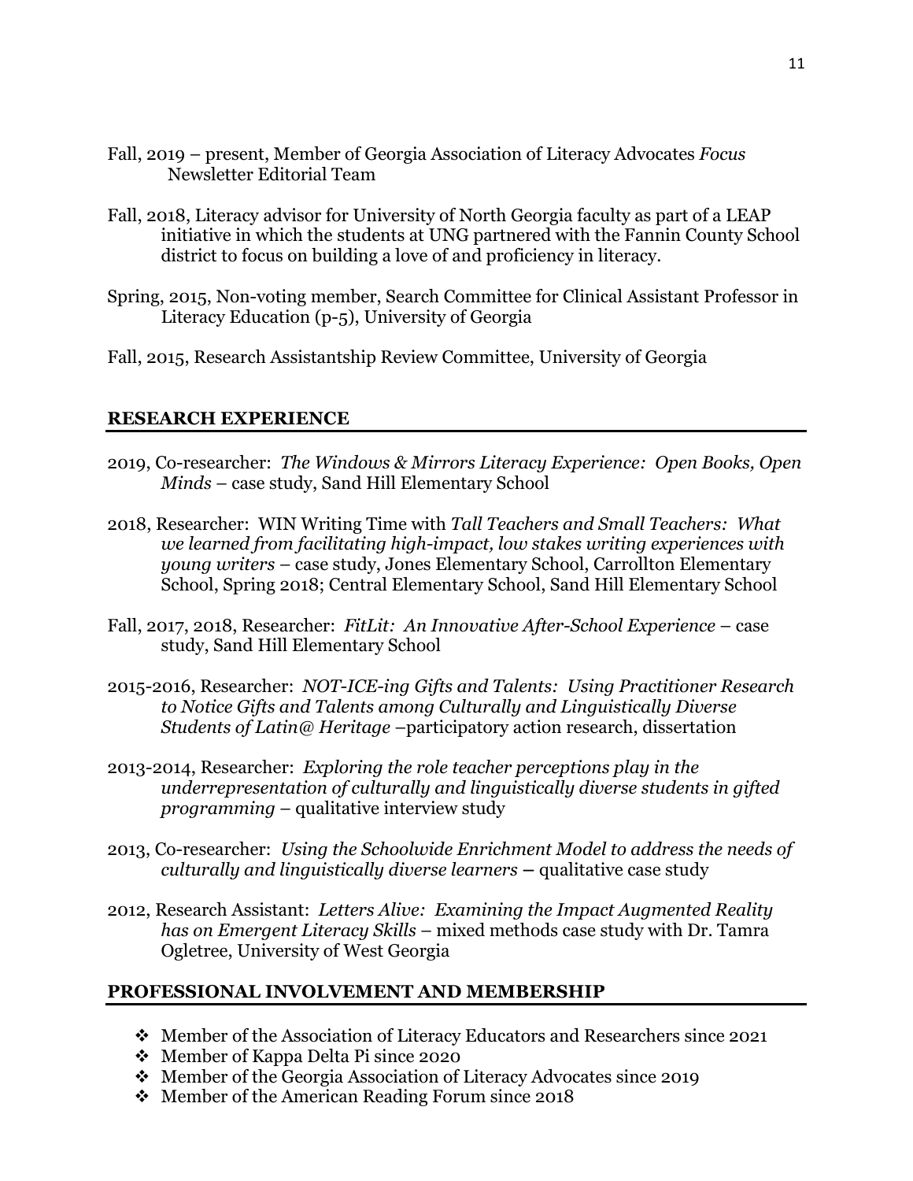Fall, 2019 – present, Member of Georgia Association of Literacy Advocates *Focus* Newsletter Editorial Team

Fall, 2018, Literacy advisor for University of North Georgia faculty as part of a LEAP initiative in which the students at UNG partnered with the Fannin County School district to focus on building a love of and proficiency in literacy.

Spring, 2015, Non-voting member, Search Committee for Clinical Assistant Professor in Literacy Education (p-5), University of Georgia

Fall, 2015, Research Assistantship Review Committee, University of Georgia

## RESEARCH EXPERIENCE

2019, Co-researcher: *The Windows & Mirrors Literacy Experience: Open Books, Open Minds* – case study, Sand Hill Elementary School

2018, Researcher: WIN Writing Time with *Tall Teachers and Small Teachers: What we learned from facilitating high-impact, low stakes writing experiences with young writers* – case study, Jones Elementary School, Carrollton Elementary School, Spring 2018; Central Elementary School, Sand Hill Elementary School

Fall, 2017, 2018, Researcher: *FitLit: An Innovative After-School Experience* – case study, Sand Hill Elementary School

2015-2016, Researcher: *NOT-ICE-ing Gifts and Talents: Using Practitioner Research to Notice Gifts and Talents among Culturally and Linguistically Diverse Students of Latin@ Heritage* –participatory action research, dissertation

2013-2014, Researcher: *Exploring the role teacher perceptions play in the underrepresentation of culturally and linguistically diverse students in gifted programming* – qualitative interview study

2013, Co-researcher: *Using the Schoolwide Enrichment Model to address the needs of culturally and linguistically diverse learners* – qualitative case study

2012, Research Assistant: *Letters Alive: Examining the Impact Augmented Reality has on Emergent Literacy Skills* – mixed methods case study with Dr. Tamra Ogletree, University of West Georgia

## PROFESSIONAL INVOLVEMENT AND MEMBERSHIP

- Member of the Association of Literacy Educators and Researchers since 2021
- Member of Kappa Delta Pi since 2020
- Member of the Georgia Association of Literacy Advocates since 2019
- Member of the American Reading Forum since 2018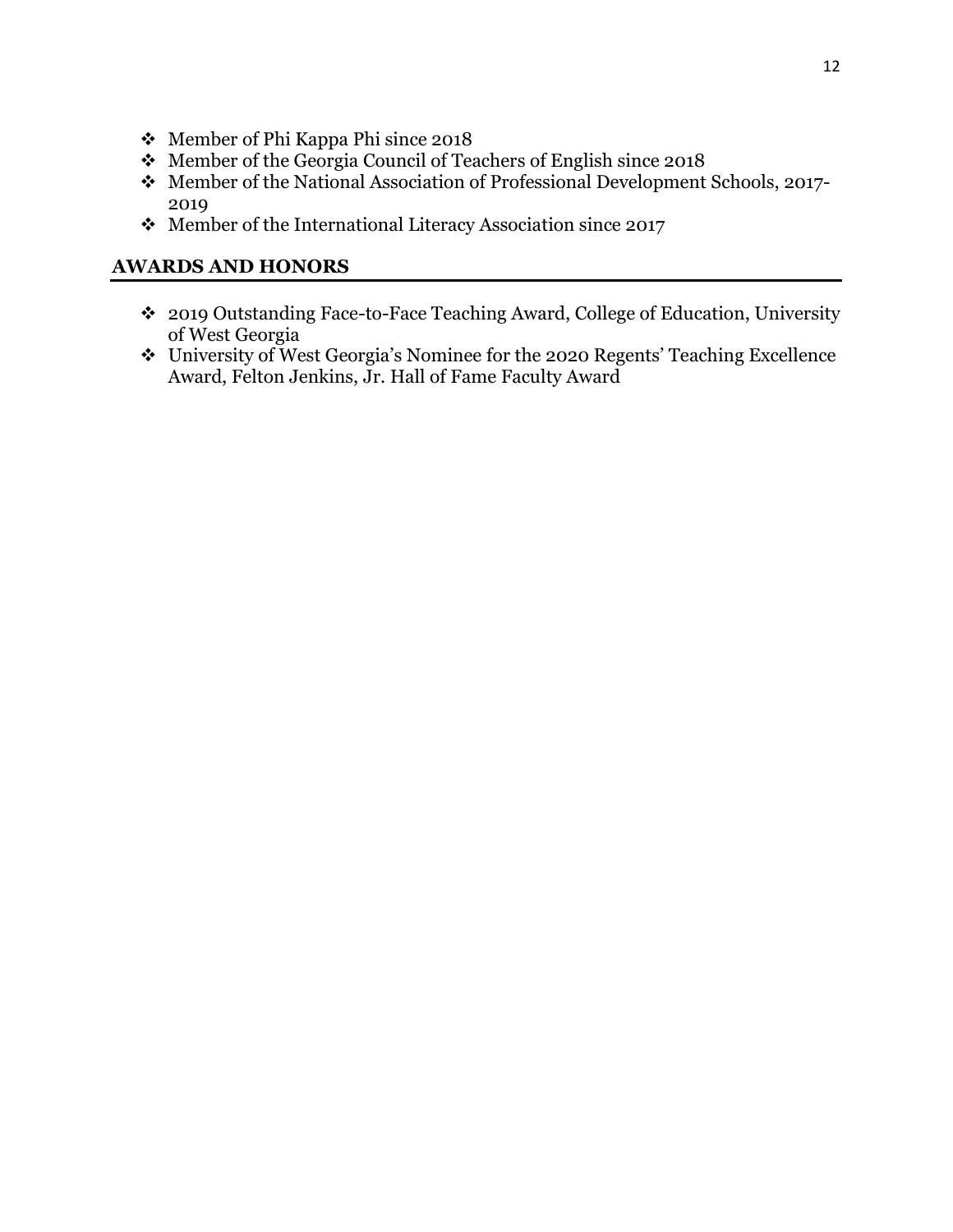- Member of Phi Kappa Phi since 2018
- Member of the Georgia Council of Teachers of English since 2018
- Member of the National Association of Professional Development Schools, 2017-2019
- Member of the International Literacy Association since 2017

## AWARDS AND HONORS

- 2019 Outstanding Face-to-Face Teaching Award, College of Education, University of West Georgia
- University of West Georgia's Nominee for the 2020 Regents' Teaching Excellence Award, Felton Jenkins, Jr. Hall of Fame Faculty Award